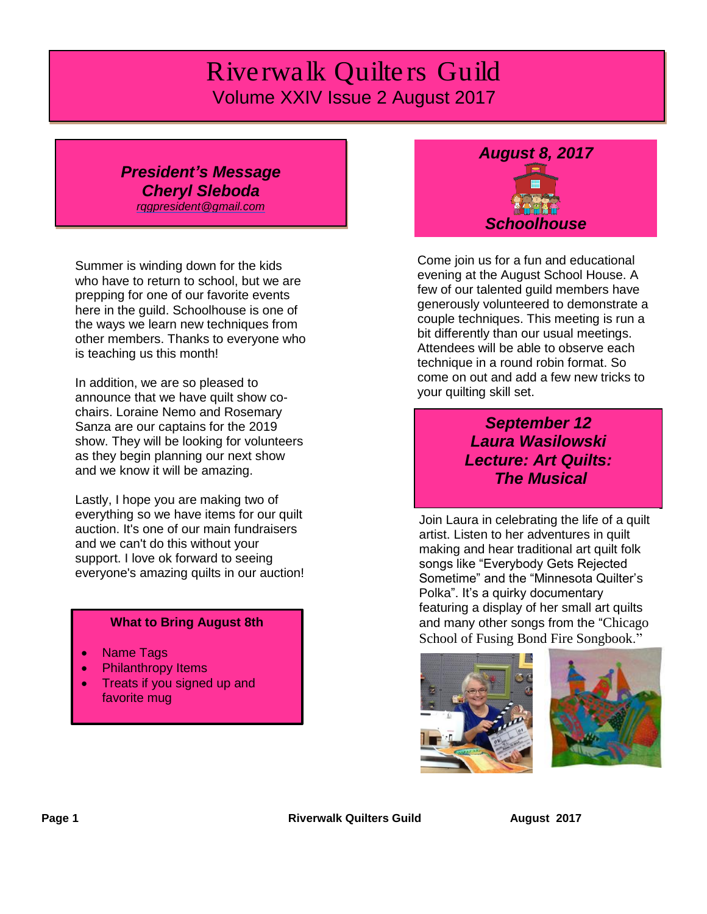# Riverwalk Quilters Guild

Volume XXIV Issue 2 August 2017

## *President's Message*
## *Cheryl Sleboda*

*rqgpresident@gmail.com*

Summer is winding down for the kids who have to return to school, but we are prepping for one of our favorite events here in the guild. Schoolhouse is one of the ways we learn new techniques from other members. Thanks to everyone who is teaching us this month!

In addition, we are so pleased to announce that we have quilt show co-chairs. Loraine Nemo and Rosemary Sanza are our captains for the 2019 show. They will be looking for volunteers as they begin planning our next show and we know it will be amazing.

Lastly, I hope you are making two of everything so we have items for our quilt auction. It's one of our main fundraisers and we can't do this without your support. I love ok forward to seeing everyone's amazing quilts in our auction!

**What to Bring August 8th**

- Name Tags
- Philanthropy Items
- Treats if you signed up and favorite mug

## *August 8, 2017*
## *Schoolhouse*

Come join us for a fun and educational evening at the August School House. A few of our talented guild members have generously volunteered to demonstrate a couple techniques. This meeting is run a bit differently than our usual meetings. Attendees will be able to observe each technique in a round robin format. So come on out and add a few new tricks to your quilting skill set.

## *September 12*
## *Laura Wasilowski*
## *Lecture: Art Quilts: The Musical*

Join Laura in celebrating the life of a quilt artist. Listen to her adventures in quilt making and hear traditional art quilt folk songs like "Everybody Gets Rejected Sometime" and the "Minnesota Quilter's Polka". It's a quirky documentary featuring a display of her small art quilts and many other songs from the "Chicago School of Fusing Bond Fire Songbook."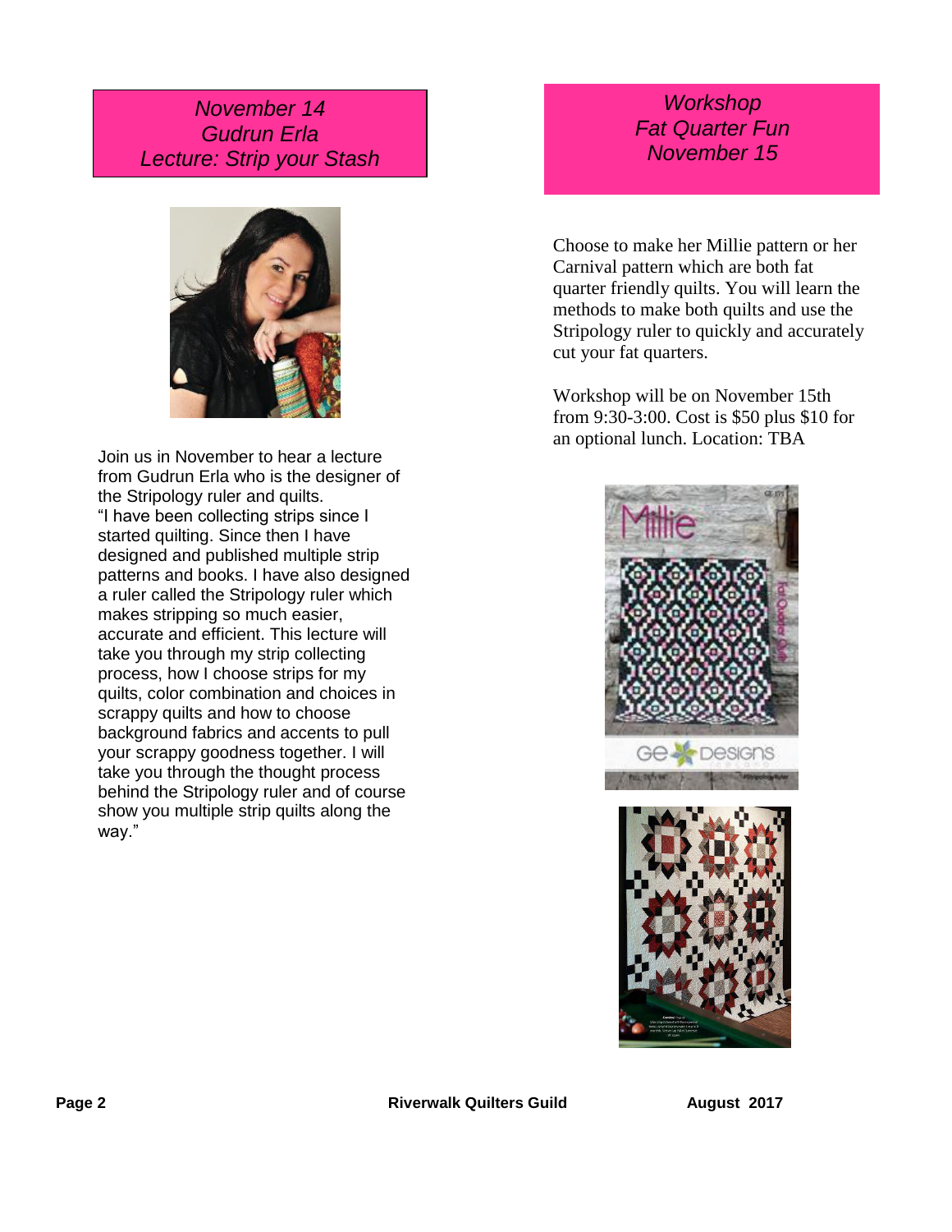*November 14*
*Gudrun Erla*
*Lecture: Strip your Stash*

Join us in November to hear a lecture from Gudrun Erla who is the designer of the Stripology ruler and quilts.
"I have been collecting strips since I started quilting. Since then I have designed and published multiple strip patterns and books. I have also designed a ruler called the Stripology ruler which makes stripping so much easier, accurate and efficient. This lecture will take you through my strip collecting process, how I choose strips for my quilts, color combination and choices in scrappy quilts and how to choose background fabrics and accents to pull your scrappy goodness together. I will take you through the thought process behind the Stripology ruler and of course show you multiple strip quilts along the way."

*Workshop*
*Fat Quarter Fun*
*November 15*

Choose to make her Millie pattern or her Carnival pattern which are both fat quarter friendly quilts. You will learn the methods to make both quilts and use the Stripology ruler to quickly and accurately cut your fat quarters.

Workshop will be on November 15th from 9:30-3:00. Cost is $50 plus $10 for an optional lunch. Location: TBA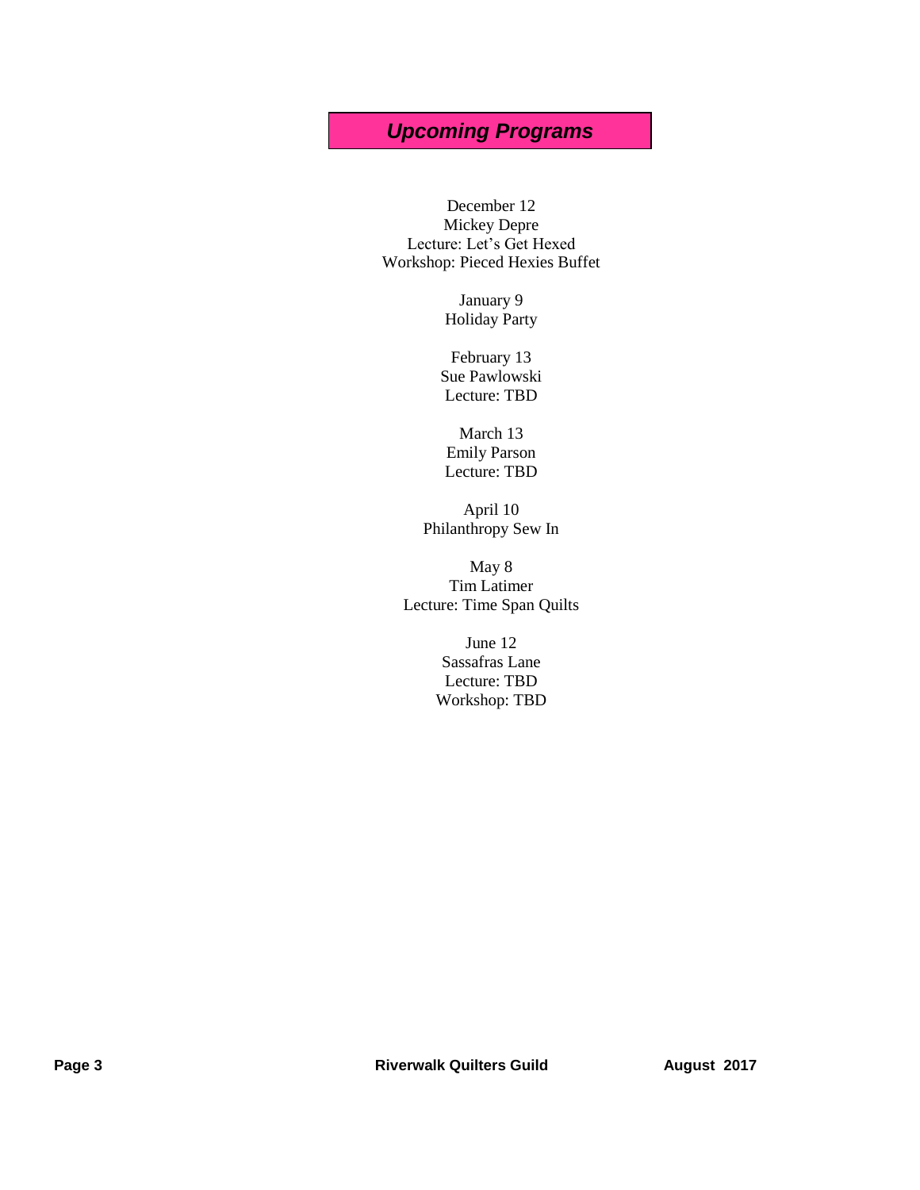## ***Upcoming Programs***

December 12
Mickey Depre
Lecture: Let’s Get Hexed
Workshop: Pieced Hexies Buffet

January 9
Holiday Party

February 13
Sue Pawlowski
Lecture: TBD

March 13
Emily Parson
Lecture: TBD

April 10
Philanthropy Sew In

May 8
Tim Latimer
Lecture: Time Span Quilts

June 12
Sassafras Lane
Lecture: TBD
Workshop: TBD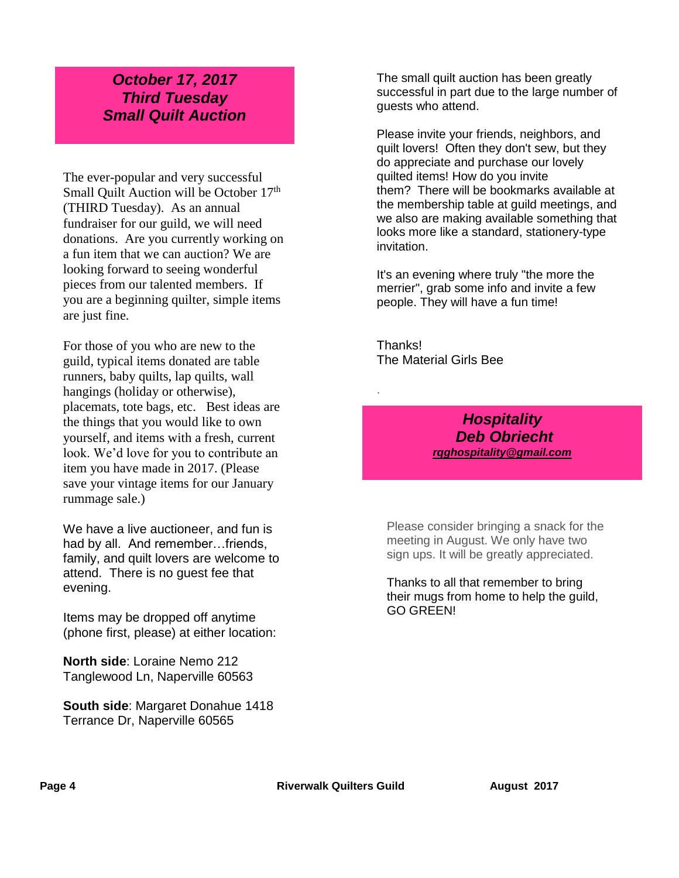## *October 17, 2017*
## *Third Tuesday*
## *Small Quilt Auction*

The ever-popular and very successful Small Quilt Auction will be October 17th (THIRD Tuesday). As an annual fundraiser for our guild, we will need donations. Are you currently working on a fun item that we can auction? We are looking forward to seeing wonderful pieces from our talented members. If you are a beginning quilter, simple items are just fine.

For those of you who are new to the guild, typical items donated are table runners, baby quilts, lap quilts, wall hangings (holiday or otherwise), placemats, tote bags, etc. Best ideas are the things that you would like to own yourself, and items with a fresh, current look. We'd love for you to contribute an item you have made in 2017. (Please save your vintage items for our January rummage sale.)

We have a live auctioneer, and fun is had by all. And remember…friends, family, and quilt lovers are welcome to attend. There is no guest fee that evening.

Items may be dropped off anytime (phone first, please) at either location:

**North side**: Loraine Nemo 212 Tanglewood Ln, Naperville 60563

**South side**: Margaret Donahue 1418 Terrance Dr, Naperville 60565

The small quilt auction has been greatly successful in part due to the large number of guests who attend.

Please invite your friends, neighbors, and quilt lovers! Often they don't sew, but they do appreciate and purchase our lovely quilted items! How do you invite them? There will be bookmarks available at the membership table at guild meetings, and we also are making available something that looks more like a standard, stationery-type invitation.

It's an evening where truly "the more the merrier", grab some info and invite a few people. They will have a fun time!

Thanks!
The Material Girls Bee

## *Hospitality*
## *Deb Obriecht*
***rqghospitality@gmail.com***

Please consider bringing a snack for the meeting in August. We only have two sign ups. It will be greatly appreciated.

Thanks to all that remember to bring their mugs from home to help the guild, GO GREEN!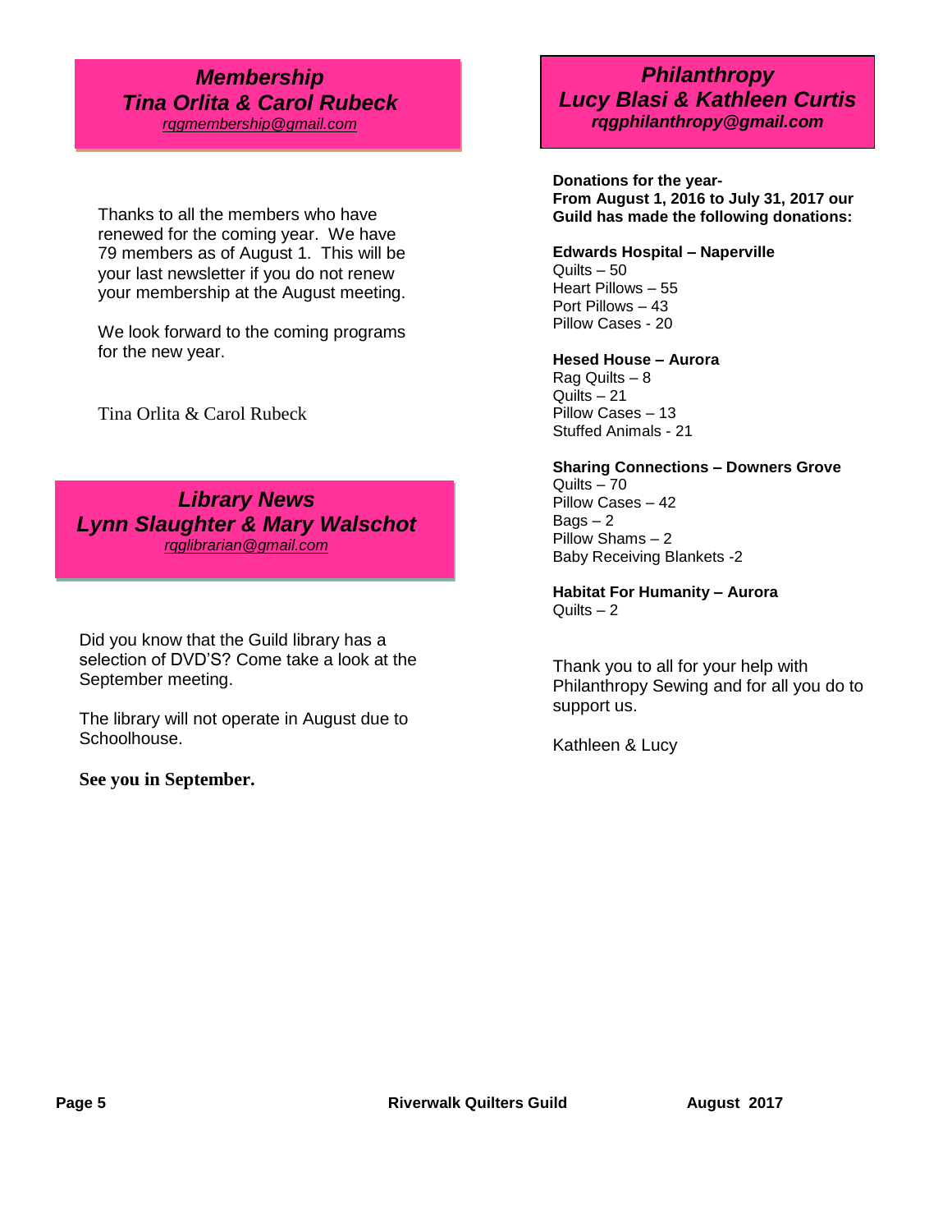## *Membership*
## *Tina Orlita & Carol Rubeck*
*rqgmembership@gmail.com*

Thanks to all the members who have renewed for the coming year. We have 79 members as of August 1. This will be your last newsletter if you do not renew your membership at the August meeting.

We look forward to the coming programs for the new year.

Tina Orlita & Carol Rubeck

## *Library News*
## *Lynn Slaughter & Mary Walschot*
*rqglibrarian@gmail.com*

Did you know that the Guild library has a selection of DVD'S? Come take a look at the September meeting.

The library will not operate in August due to Schoolhouse.

**See you in September.**

## *Philanthropy*
## *Lucy Blasi & Kathleen Curtis*
***rqgphilanthropy@gmail.com***

**Donations for the year-**
**From August 1, 2016 to July 31, 2017 our Guild has made the following donations:**

**Edwards Hospital – Naperville**
Quilts – 50
Heart Pillows – 55
Port Pillows – 43
Pillow Cases - 20

**Hesed House – Aurora**
Rag Quilts – 8
Quilts – 21
Pillow Cases – 13
Stuffed Animals - 21

**Sharing Connections – Downers Grove**
Quilts – 70
Pillow Cases – 42
Bags – 2
Pillow Shams – 2
Baby Receiving Blankets -2

**Habitat For Humanity – Aurora**
Quilts – 2

Thank you to all for your help with Philanthropy Sewing and for all you do to support us.

Kathleen & Lucy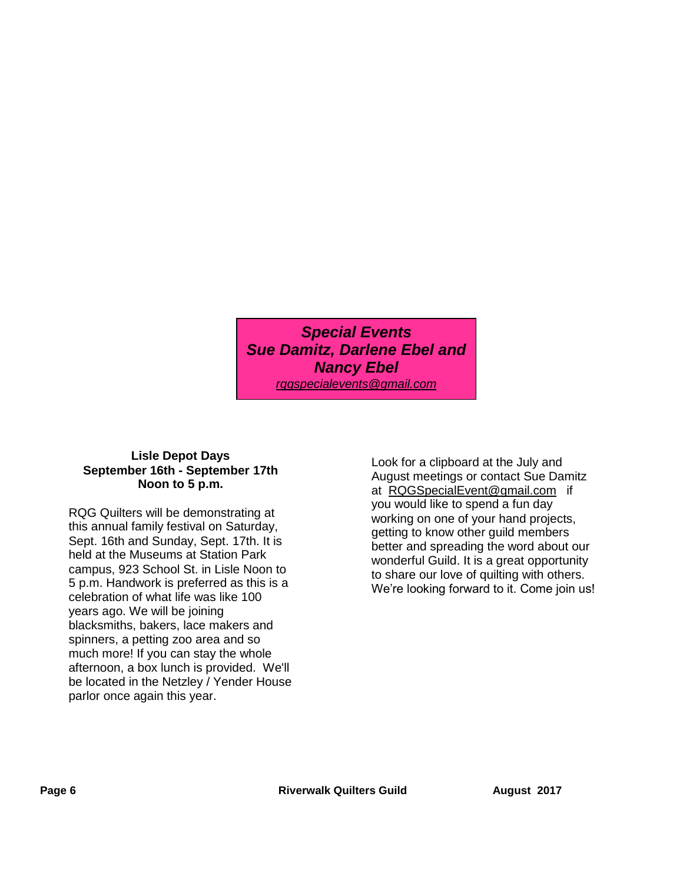## *Special Events*
## *Sue Damitz, Darlene Ebel and Nancy Ebel*

*rqgspecialevents@gmail.com*

**Lisle Depot Days**
**September 16th - September 17th**
**Noon to 5 p.m.**

RQG Quilters will be demonstrating at this annual family festival on Saturday, Sept. 16th and Sunday, Sept. 17th. It is held at the Museums at Station Park campus, 923 School St. in Lisle Noon to 5 p.m. Handwork is preferred as this is a celebration of what life was like 100 years ago. We will be joining blacksmiths, bakers, lace makers and spinners, a petting zoo area and so much more! If you can stay the whole afternoon, a box lunch is provided. We'll be located in the Netzley / Yender House parlor once again this year.

Look for a clipboard at the July and August meetings or contact Sue Damitz at RQGSpecialEvent@gmail.com if you would like to spend a fun day working on one of your hand projects, getting to know other guild members better and spreading the word about our wonderful Guild. It is a great opportunity to share our love of quilting with others. We're looking forward to it. Come join us!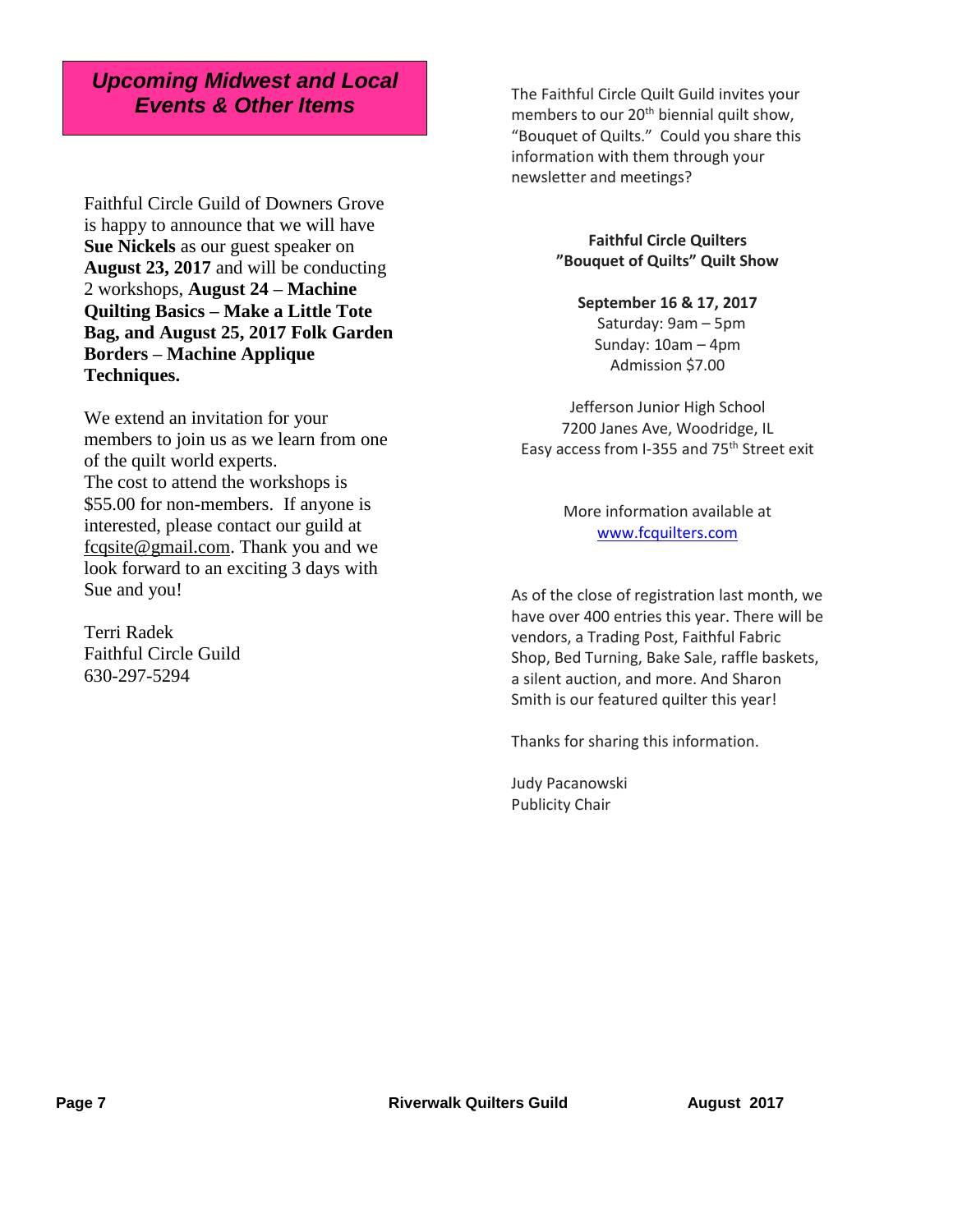## *Upcoming Midwest and Local Events & Other Items*

Faithful Circle Guild of Downers Grove is happy to announce that we will have **Sue Nickels** as our guest speaker on **August 23, 2017** and will be conducting 2 workshops, **August 24 – Machine Quilting Basics – Make a Little Tote Bag, and August 25, 2017 Folk Garden Borders – Machine Applique Techniques.**

We extend an invitation for your members to join us as we learn from one of the quilt world experts.
The cost to attend the workshops is $55.00 for non-members. If anyone is interested, please contact our guild at fcqsite@gmail.com. Thank you and we look forward to an exciting 3 days with Sue and you!

Terri Radek
Faithful Circle Guild
630-297-5294

The Faithful Circle Quilt Guild invites your members to our 20th biennial quilt show, "Bouquet of Quilts." Could you share this information with them through your newsletter and meetings?

**Faithful Circle Quilters**
**"Bouquet of Quilts" Quilt Show**

**September 16 & 17, 2017**
Saturday: 9am – 5pm
Sunday: 10am – 4pm
Admission $7.00

Jefferson Junior High School
7200 Janes Ave, Woodridge, IL
Easy access from I-355 and 75th Street exit

More information available at
www.fcquilters.com

As of the close of registration last month, we have over 400 entries this year. There will be vendors, a Trading Post, Faithful Fabric Shop, Bed Turning, Bake Sale, raffle baskets, a silent auction, and more. And Sharon Smith is our featured quilter this year!

Thanks for sharing this information.

Judy Pacanowski
Publicity Chair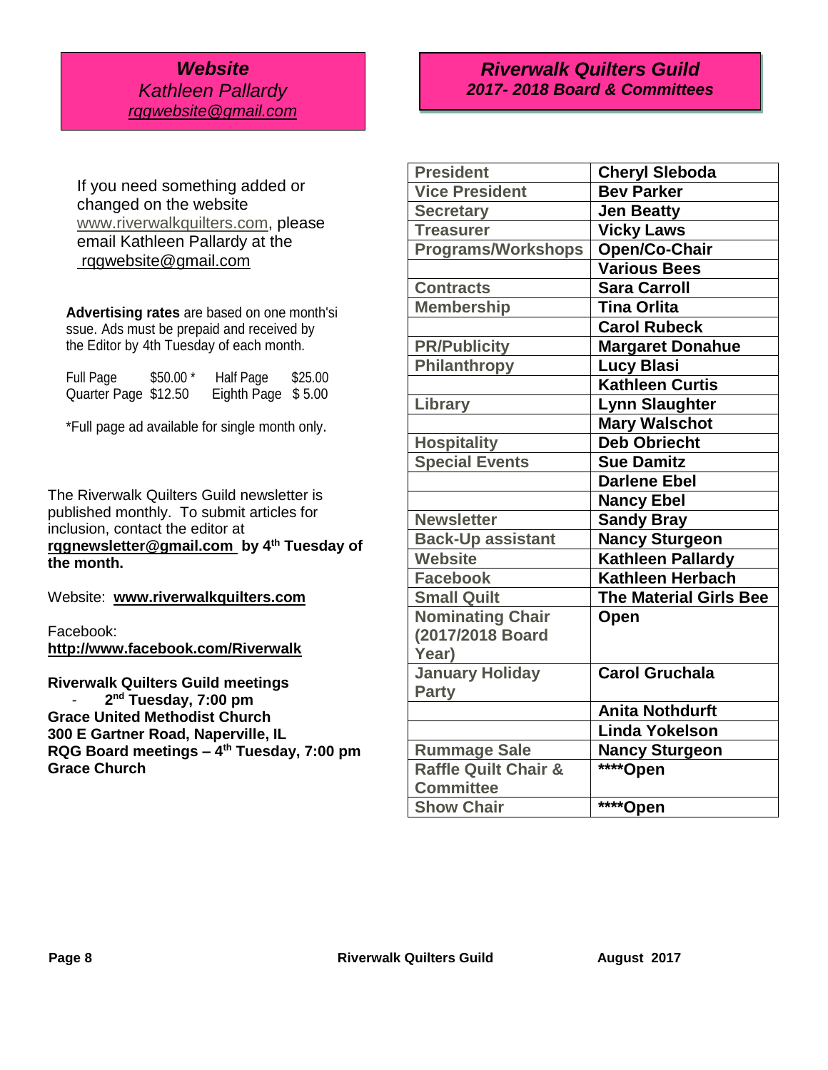### *Website*

*Kathleen Pallardy*

*rqgwebsite@gmail.com*

If you need something added or changed on the website www.riverwalkquilters.com, please email Kathleen Pallardy at the rqgwebsite@gmail.com

**Advertising rates** are based on one month'si ssue. Ads must be prepaid and received by the Editor by 4th Tuesday of each month.

| | | | |
|---|---|---|---|
| Full Page | $50.00 * | Half Page | $25.00 |
| Quarter Page | $12.50 | Eighth Page | $ 5.00 |

*Full page ad available for single month only.

The Riverwalk Quilters Guild newsletter is published monthly. To submit articles for inclusion, contact the editor at **rqgnewsletter@gmail.com by 4th Tuesday of the month.**

Website: **www.riverwalkquilters.com**

Facebook: **http://www.facebook.com/Riverwalk**

**Riverwalk Quilters Guild meetings**
- **2nd Tuesday, 7:00 pm**

**Grace United Methodist Church**
**300 E Gartner Road, Naperville, IL**
**RQG Board meetings – 4th Tuesday, 7:00 pm**
**Grace Church**

### *Riverwalk Quilters Guild*
### *2017- 2018 Board & Committees*

| | |
|---|---|
| President | Cheryl Sleboda |
| Vice President | Bev Parker |
| Secretary | Jen Beatty |
| Treasurer | Vicky Laws |
| Programs/Workshops | Open/Co-Chair |
| | Various Bees |
| Contracts | Sara Carroll |
| Membership | Tina Orlita |
| | Carol Rubeck |
| PR/Publicity | Margaret Donahue |
| Philanthropy | Lucy Blasi |
| | Kathleen Curtis |
| Library | Lynn Slaughter |
| | Mary Walschot |
| Hospitality | Deb Obriecht |
| Special Events | Sue Damitz |
| | Darlene Ebel |
| | Nancy Ebel |
| Newsletter | Sandy Bray |
| Back-Up assistant | Nancy Sturgeon |
| Website | Kathleen Pallardy |
| Facebook | Kathleen Herbach |
| Small Quilt | The Material Girls Bee |
| Nominating Chair (2017/2018 Board Year) | Open |
| January Holiday Party | Carol Gruchala |
| | Anita Nothdurft |
| | Linda Yokelson |
| Rummage Sale | Nancy Sturgeon |
| Raffle Quilt Chair & Committee | ****Open |
| Show Chair | ****Open |